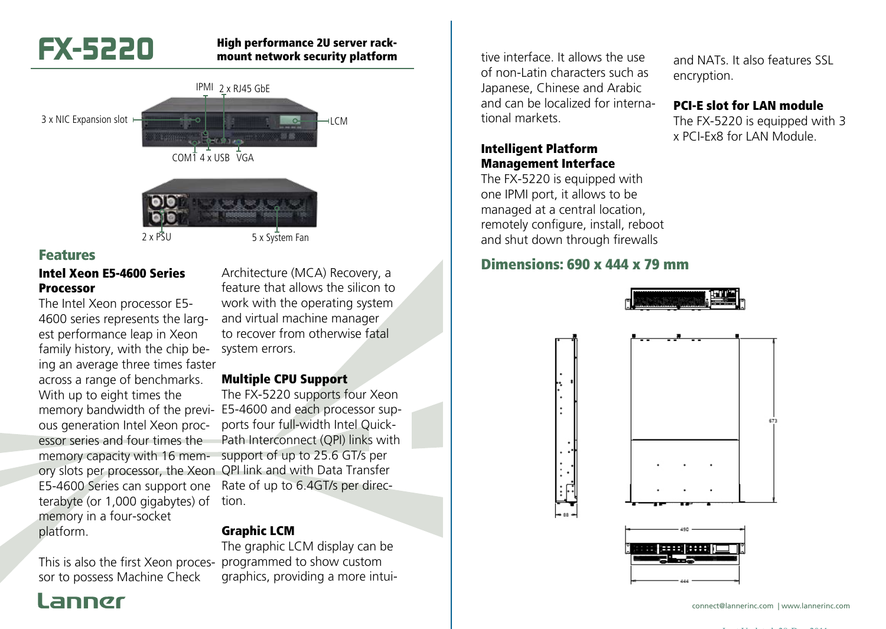# FX-5220

**High performance 2U server rack-mount network security platform**

IPMI 2 x RJ45 GbE

3 x NIC Expansion slot

LCM

COM1 4 x USB VGA

2 x PSU 5 x System Fan

## Features

### Intel Xeon E5-4600 Series Processor

The Intel Xeon processor E5-4600 series represents the largest performance leap in Xeon family history, with the chip being an average three times faster across a range of benchmarks. With up to eight times the memory bandwidth of the previous generation Intel Xeon processor series and four times the memory capacity with 16 memory slots per processor, the Xeon E5-4600 Series can support one terabyte (or 1,000 gigabytes) of memory in a four-socket platform.

This is also the first Xeon processor to possess Machine Check Architecture (MCA) Recovery, a feature that allows the silicon to work with the operating system and virtual machine manager to recover from otherwise fatal system errors.

### Multiple CPU Support

The FX-5220 supports four Xeon E5-4600 and each processor supports four full-width Intel QuickPath Interconnect (QPI) links with support of up to 25.6 GT/s per QPI link and with Data Transfer Rate of up to 6.4GT/s per direction.

### Graphic LCM

The graphic LCM display can be programmed to show custom graphics, providing a more intuitive interface. It allows the use of non-Latin characters such as Japanese, Chinese and Arabic and can be localized for international markets.

### Intelligent Platform Management Interface

The FX-5220 is equipped with one IPMI port, it allows to be managed at a central location, remotely configure, install, reboot and shut down through firewalls and NATs. It also features SSL encryption.

### PCI-E slot for LAN module

The FX-5220 is equipped with 3 x PCI-Ex8 for LAN Module.

## Dimensions: 690 x 444 x 79 mm

673

88

490

444

Lanner

connect@lannerinc.com | www.lannerinc.com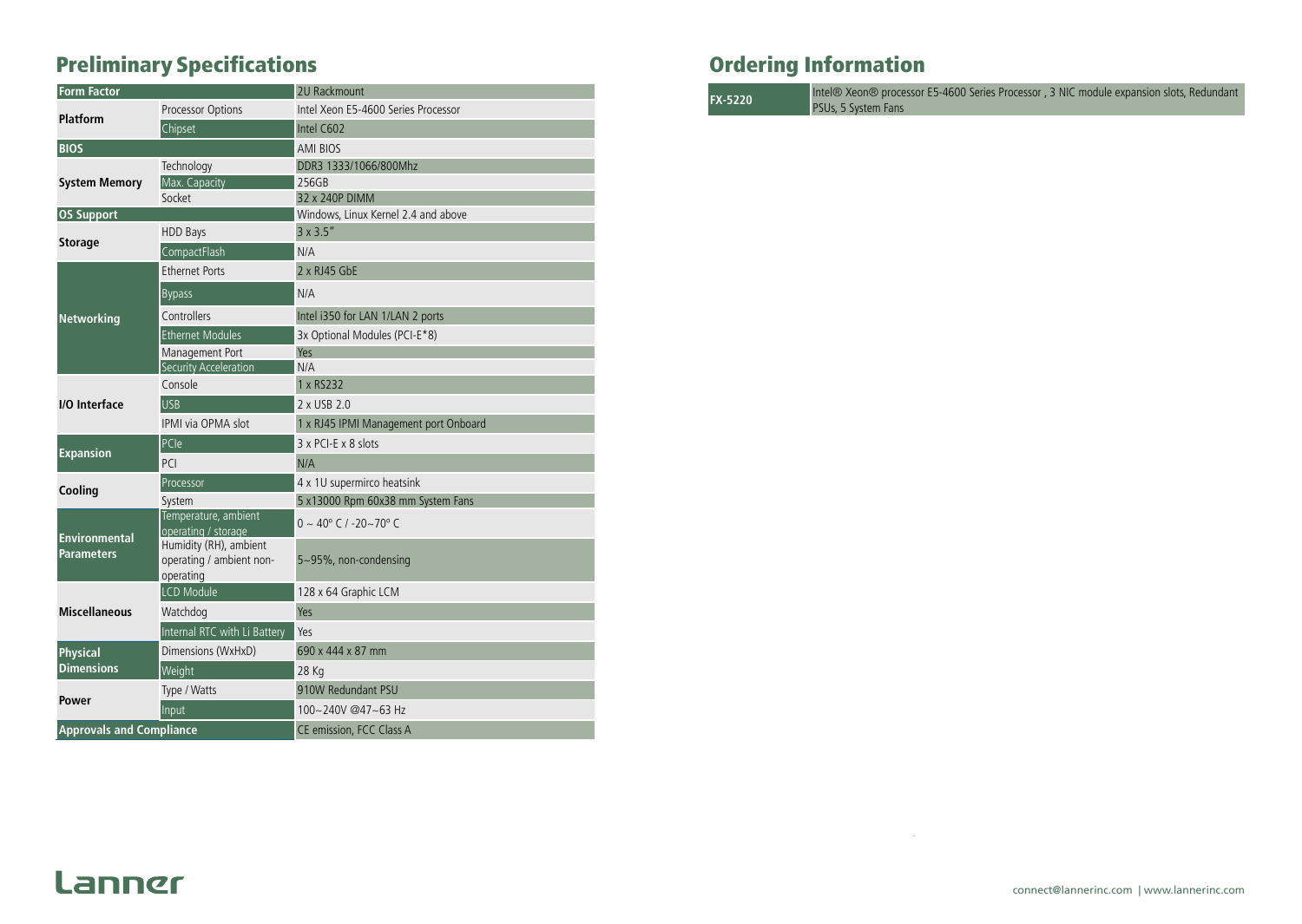## Preliminary Specifications

| | | |
|---|---|---|
| **Form Factor** | | 2U Rackmount |
| **Platform** | Processor Options | Intel Xeon E5-4600 Series Processor |
| | Chipset | Intel C602 |
| **BIOS** | | AMI BIOS |
| **System Memory** | Technology | DDR3 1333/1066/800Mhz |
| | Max. Capacity | 256GB |
| | Socket | 32 x 240P DIMM |
| **OS Support** | | Windows, Linux Kernel 2.4 and above |
| **Storage** | HDD Bays | 3 x 3.5" |
| | CompactFlash | N/A |
| **Networking** | Ethernet Ports | 2 x RJ45 GbE |
| | Bypass | N/A |
| | Controllers | Intel i350 for LAN 1/LAN 2 ports |
| | Ethernet Modules | 3x Optional Modules (PCI-E*8) |
| | Management Port | Yes |
| | Security Acceleration | N/A |
| **I/O Interface** | Console | 1 x RS232 |
| | USB | 2 x USB 2.0 |
| | IPMI via OPMA slot | 1 x RJ45 IPMI Management port Onboard |
| **Expansion** | PCIe | 3 x PCI-E x 8 slots |
| | PCI | N/A |
| **Cooling** | Processor | 4 x 1U supermirco heatsink |
| | System | 5 x13000 Rpm 60x38 mm System Fans |
| **Environmental Parameters** | Temperature, ambient operating / storage | 0 ~ 40º C / -20~70º C |
| | Humidity (RH), ambient operating / ambient non-operating | 5~95%, non-condensing |
| **Miscellaneous** | LCD Module | 128 x 64 Graphic LCM |
| | Watchdog | Yes |
| | Internal RTC with Li Battery | Yes |
| **Physical Dimensions** | Dimensions (WxHxD) | 690 x 444 x 87 mm |
| | Weight | 28 Kg |
| **Power** | Type / Watts | 910W Redundant PSU |
| | Input | 100~240V @47~63 Hz |
| **Approvals and Compliance** | | CE emission, FCC Class A |

## Ordering Information

| | |
|---|---|
| **FX-5220** | Intel® Xeon® processor E5-4600 Series Processor , 3 NIC module expansion slots, Redundant PSUs, 5 System Fans |

connect@lannerinc.com | www.lannerinc.com